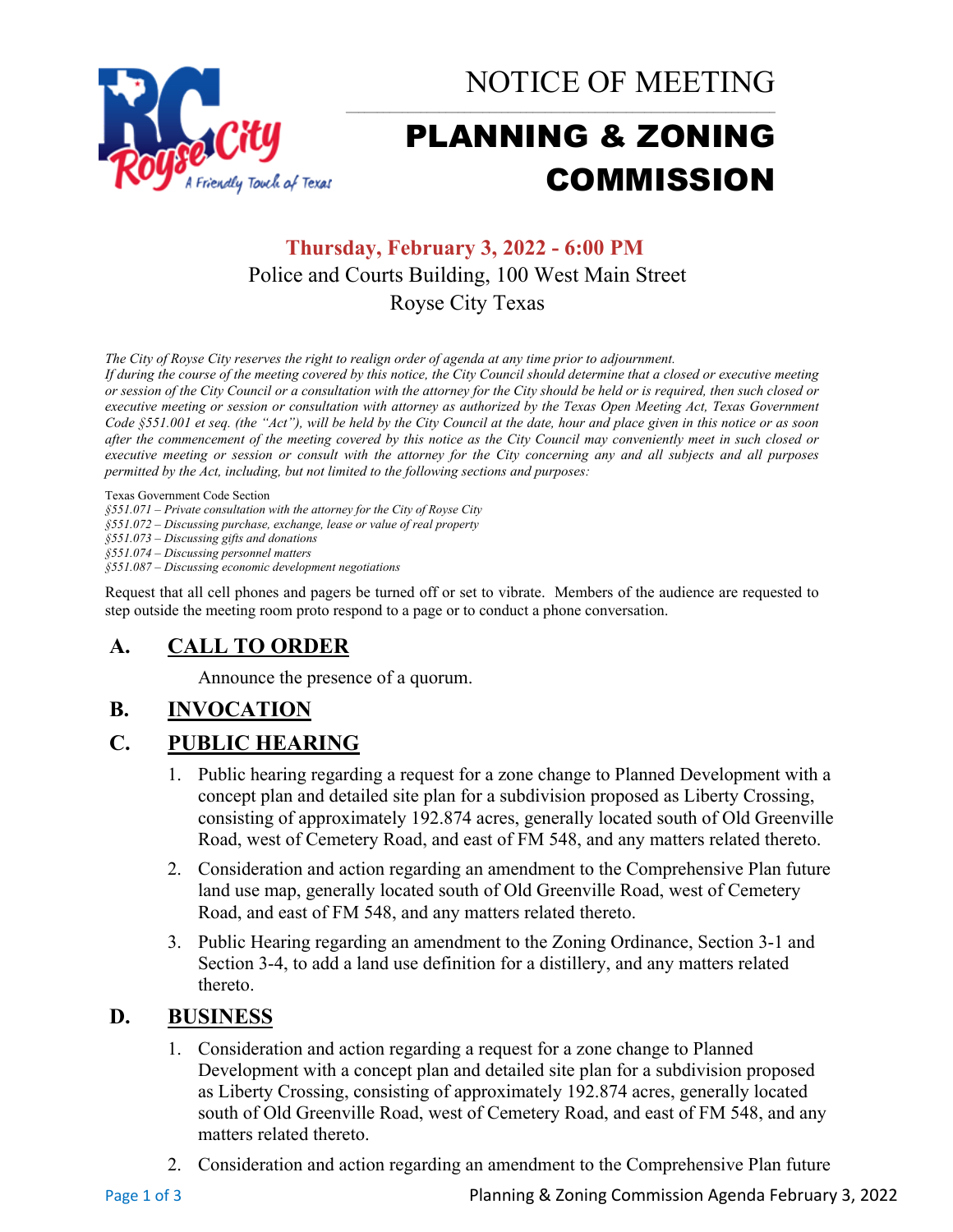# NOTICE OF MEETING

# PLANNING & ZONING COMMISSION

**Thursday, February 3, 2022 - 6:00 PM**

Police and Courts Building, 100 West Main Street

Royse City Texas

*The City of Royse City reserves the right to realign order of agenda at any time prior to adjournment.*
*If during the course of the meeting covered by this notice, the City Council should determine that a closed or executive meeting or session of the City Council or a consultation with the attorney for the City should be held or is required, then such closed or executive meeting or session or consultation with attorney as authorized by the Texas Open Meeting Act, Texas Government Code §551.001 et seq. (the "Act"), will be held by the City Council at the date, hour and place given in this notice or as soon after the commencement of the meeting covered by this notice as the City Council may conveniently meet in such closed or executive meeting or session or consult with the attorney for the City concerning any and all subjects and all purposes permitted by the Act, including, but not limited to the following sections and purposes:*

Texas Government Code Section

*§551.071 – Private consultation with the attorney for the City of Royse City*
*§551.072 – Discussing purchase, exchange, lease or value of real property*
*§551.073 – Discussing gifts and donations*
*§551.074 – Discussing personnel matters*
*§551.087 – Discussing economic development negotiations*

Request that all cell phones and pagers be turned off or set to vibrate. Members of the audience are requested to step outside the meeting room proto respond to a page or to conduct a phone conversation.

## A. CALL TO ORDER

Announce the presence of a quorum.

## B. INVOCATION

## C. PUBLIC HEARING

1. Public hearing regarding a request for a zone change to Planned Development with a concept plan and detailed site plan for a subdivision proposed as Liberty Crossing, consisting of approximately 192.874 acres, generally located south of Old Greenville Road, west of Cemetery Road, and east of FM 548, and any matters related thereto.
2. Consideration and action regarding an amendment to the Comprehensive Plan future land use map, generally located south of Old Greenville Road, west of Cemetery Road, and east of FM 548, and any matters related thereto.
3. Public Hearing regarding an amendment to the Zoning Ordinance, Section 3-1 and Section 3-4, to add a land use definition for a distillery, and any matters related thereto.

## D. BUSINESS

1. Consideration and action regarding a request for a zone change to Planned Development with a concept plan and detailed site plan for a subdivision proposed as Liberty Crossing, consisting of approximately 192.874 acres, generally located south of Old Greenville Road, west of Cemetery Road, and east of FM 548, and any matters related thereto.
2. Consideration and action regarding an amendment to the Comprehensive Plan future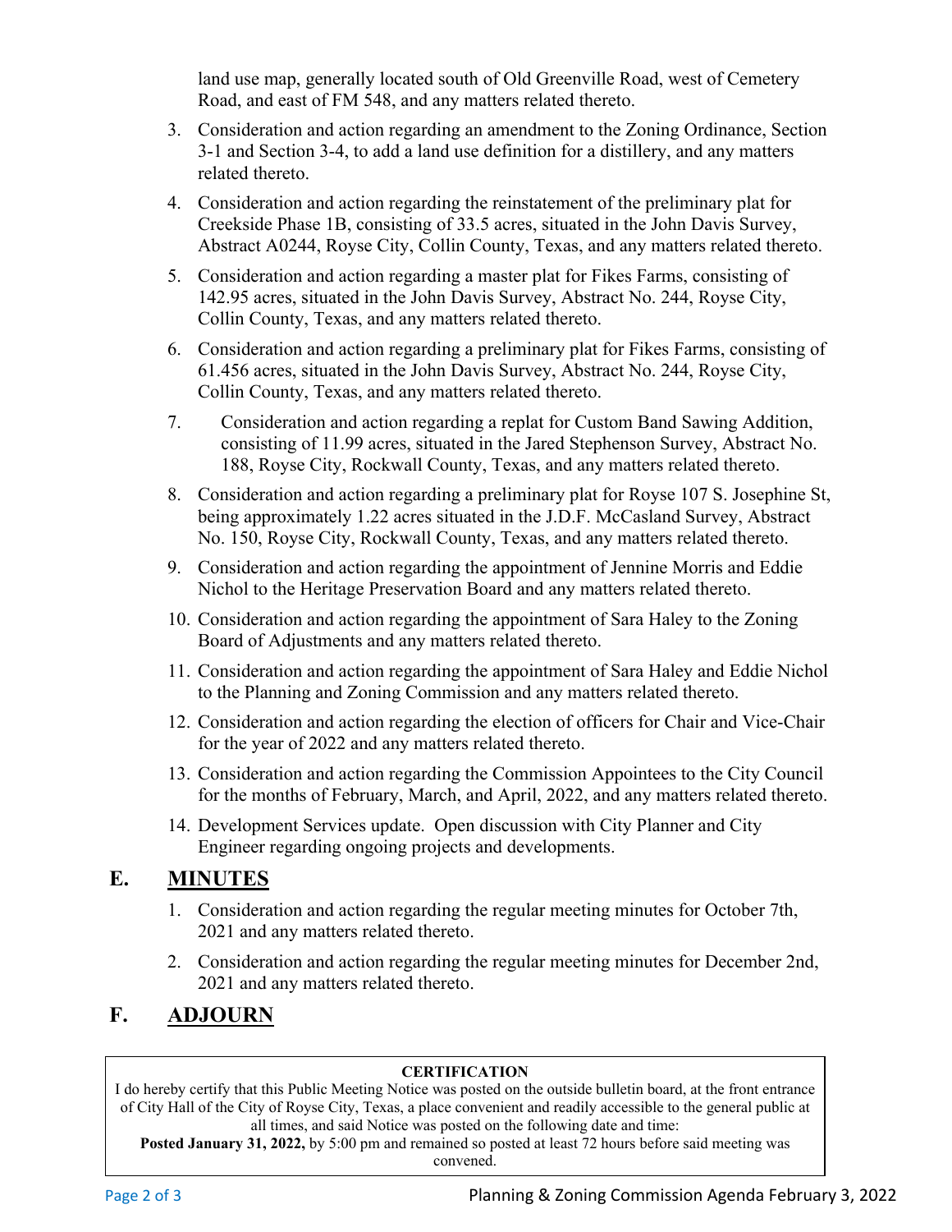land use map, generally located south of Old Greenville Road, west of Cemetery Road, and east of FM 548, and any matters related thereto.

3. Consideration and action regarding an amendment to the Zoning Ordinance, Section 3-1 and Section 3-4, to add a land use definition for a distillery, and any matters related thereto.
4. Consideration and action regarding the reinstatement of the preliminary plat for Creekside Phase 1B, consisting of 33.5 acres, situated in the John Davis Survey, Abstract A0244, Royse City, Collin County, Texas, and any matters related thereto.
5. Consideration and action regarding a master plat for Fikes Farms, consisting of 142.95 acres, situated in the John Davis Survey, Abstract No. 244, Royse City, Collin County, Texas, and any matters related thereto.
6. Consideration and action regarding a preliminary plat for Fikes Farms, consisting of 61.456 acres, situated in the John Davis Survey, Abstract No. 244, Royse City, Collin County, Texas, and any matters related thereto.
7. Consideration and action regarding a replat for Custom Band Sawing Addition, consisting of 11.99 acres, situated in the Jared Stephenson Survey, Abstract No. 188, Royse City, Rockwall County, Texas, and any matters related thereto.
8. Consideration and action regarding a preliminary plat for Royse 107 S. Josephine St, being approximately 1.22 acres situated in the J.D.F. McCasland Survey, Abstract No. 150, Royse City, Rockwall County, Texas, and any matters related thereto.
9. Consideration and action regarding the appointment of Jennine Morris and Eddie Nichol to the Heritage Preservation Board and any matters related thereto.
10. Consideration and action regarding the appointment of Sara Haley to the Zoning Board of Adjustments and any matters related thereto.
11. Consideration and action regarding the appointment of Sara Haley and Eddie Nichol to the Planning and Zoning Commission and any matters related thereto.
12. Consideration and action regarding the election of officers for Chair and Vice-Chair for the year of 2022 and any matters related thereto.
13. Consideration and action regarding the Commission Appointees to the City Council for the months of February, March, and April, 2022, and any matters related thereto.
14. Development Services update. Open discussion with City Planner and City Engineer regarding ongoing projects and developments.

## E. MINUTES

1. Consideration and action regarding the regular meeting minutes for October 7th, 2021 and any matters related thereto.
2. Consideration and action regarding the regular meeting minutes for December 2nd, 2021 and any matters related thereto.

## F. ADJOURN

**CERTIFICATION**

I do hereby certify that this Public Meeting Notice was posted on the outside bulletin board, at the front entrance of City Hall of the City of Royse City, Texas, a place convenient and readily accessible to the general public at all times, and said Notice was posted on the following date and time:
**Posted January 31, 2022,** by 5:00 pm and remained so posted at least 72 hours before said meeting was convened.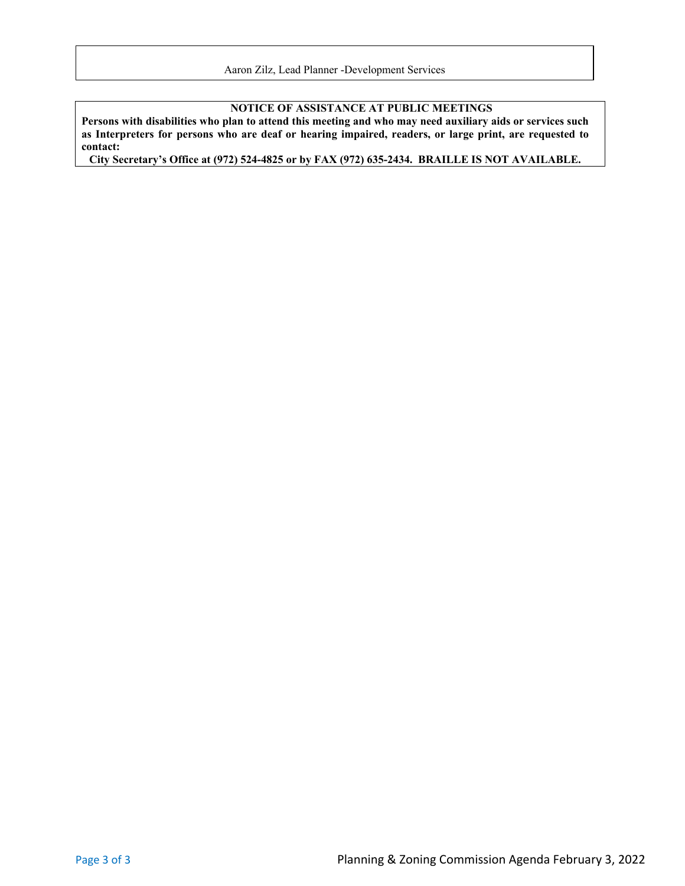Aaron Zilz, Lead Planner -Development Services

**NOTICE OF ASSISTANCE AT PUBLIC MEETINGS**

**Persons with disabilities who plan to attend this meeting and who may need auxiliary aids or services such as Interpreters for persons who are deaf or hearing impaired, readers, or large print, are requested to contact:**

**City Secretary's Office at (972) 524-4825 or by FAX (972) 635-2434. BRAILLE IS NOT AVAILABLE.**